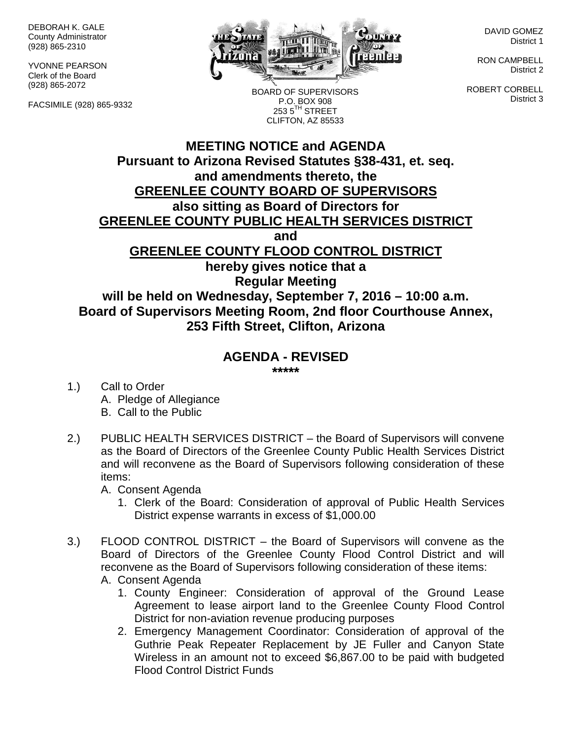DEBORAH K. GALE
County Administrator
(928) 865-2310

YVONNE PEARSON
Clerk of the Board
(928) 865-2072

FACSIMILE (928) 865-9332

BOARD OF SUPERVISORS
P.O. BOX 908
253 5TH STREET
CLIFTON, AZ 85533

DAVID GOMEZ
District 1

RON CAMPBELL
District 2

ROBERT CORBELL
District 3

# MEETING NOTICE and AGENDA

**Pursuant to Arizona Revised Statutes §38-431, et. seq. and amendments thereto, the**
**GREENLEE COUNTY BOARD OF SUPERVISORS**
**also sitting as Board of Directors for**
**GREENLEE COUNTY PUBLIC HEALTH SERVICES DISTRICT**
**and**
**GREENLEE COUNTY FLOOD CONTROL DISTRICT**
**hereby gives notice that a**
**Regular Meeting**
**will be held on Wednesday, September 7, 2016 – 10:00 a.m.**
**Board of Supervisors Meeting Room, 2nd floor Courthouse Annex, 253 Fifth Street, Clifton, Arizona**

## AGENDA - REVISED

*****

1.) Call to Order
   A. Pledge of Allegiance
   B. Call to the Public

2.) PUBLIC HEALTH SERVICES DISTRICT – the Board of Supervisors will convene as the Board of Directors of the Greenlee County Public Health Services District and will reconvene as the Board of Supervisors following consideration of these items:
   A. Consent Agenda
      1. Clerk of the Board: Consideration of approval of Public Health Services District expense warrants in excess of $1,000.00

3.) FLOOD CONTROL DISTRICT – the Board of Supervisors will convene as the Board of Directors of the Greenlee County Flood Control District and will reconvene as the Board of Supervisors following consideration of these items:
   A. Consent Agenda
      1. County Engineer: Consideration of approval of the Ground Lease Agreement to lease airport land to the Greenlee County Flood Control District for non-aviation revenue producing purposes
      2. Emergency Management Coordinator: Consideration of approval of the Guthrie Peak Repeater Replacement by JE Fuller and Canyon State Wireless in an amount not to exceed $6,867.00 to be paid with budgeted Flood Control District Funds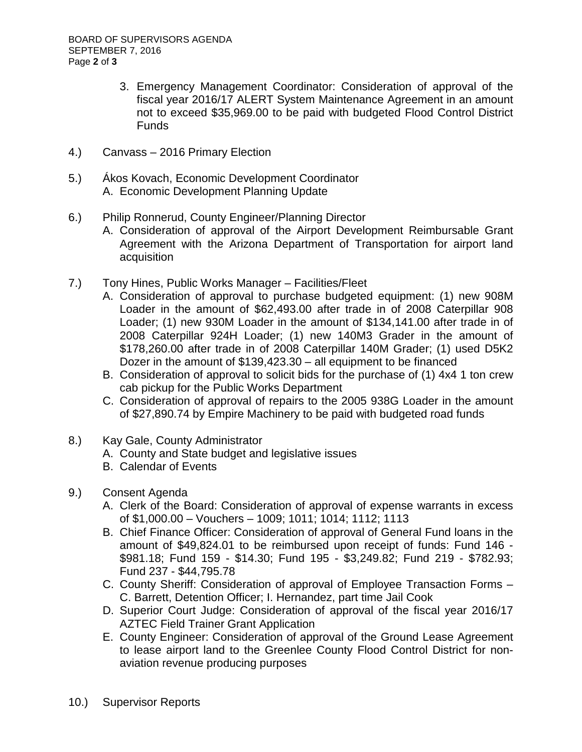3. Emergency Management Coordinator: Consideration of approval of the fiscal year 2016/17 ALERT System Maintenance Agreement in an amount not to exceed $35,969.00 to be paid with budgeted Flood Control District Funds

4.) Canvass – 2016 Primary Election

5.) Ákos Kovach, Economic Development Coordinator
   A. Economic Development Planning Update

6.) Philip Ronnerud, County Engineer/Planning Director
   A. Consideration of approval of the Airport Development Reimbursable Grant Agreement with the Arizona Department of Transportation for airport land acquisition

7.) Tony Hines, Public Works Manager – Facilities/Fleet
   A. Consideration of approval to purchase budgeted equipment: (1) new 908M Loader in the amount of $62,493.00 after trade in of 2008 Caterpillar 908 Loader; (1) new 930M Loader in the amount of $134,141.00 after trade in of 2008 Caterpillar 924H Loader; (1) new 140M3 Grader in the amount of $178,260.00 after trade in of 2008 Caterpillar 140M Grader; (1) used D5K2 Dozer in the amount of $139,423.30 – all equipment to be financed
   B. Consideration of approval to solicit bids for the purchase of (1) 4x4 1 ton crew cab pickup for the Public Works Department
   C. Consideration of approval of repairs to the 2005 938G Loader in the amount of $27,890.74 by Empire Machinery to be paid with budgeted road funds

8.) Kay Gale, County Administrator
   A. County and State budget and legislative issues
   B. Calendar of Events

9.) Consent Agenda
   A. Clerk of the Board: Consideration of approval of expense warrants in excess of $1,000.00 – Vouchers – 1009; 1011; 1014; 1112; 1113
   B. Chief Finance Officer: Consideration of approval of General Fund loans in the amount of $49,824.01 to be reimbursed upon receipt of funds: Fund 146 - $981.18; Fund 159 - $14.30; Fund 195 - $3,249.82; Fund 219 - $782.93; Fund 237 - $44,795.78
   C. County Sheriff: Consideration of approval of Employee Transaction Forms – C. Barrett, Detention Officer; I. Hernandez, part time Jail Cook
   D. Superior Court Judge: Consideration of approval of the fiscal year 2016/17 AZTEC Field Trainer Grant Application
   E. County Engineer: Consideration of approval of the Ground Lease Agreement to lease airport land to the Greenlee County Flood Control District for non-aviation revenue producing purposes

10.) Supervisor Reports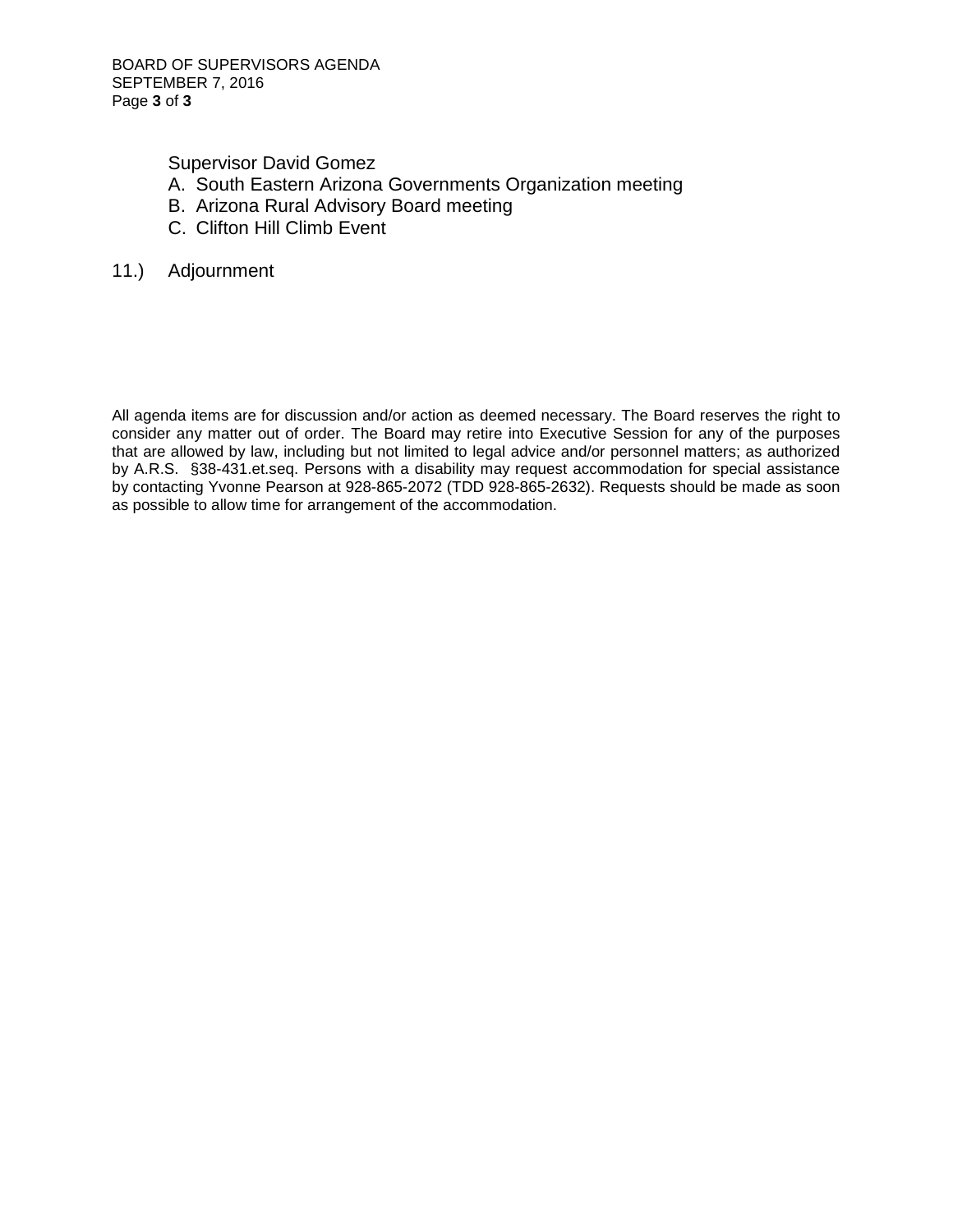Supervisor David Gomez

A. South Eastern Arizona Governments Organization meeting
B. Arizona Rural Advisory Board meeting
C. Clifton Hill Climb Event

11.) Adjournment

All agenda items are for discussion and/or action as deemed necessary. The Board reserves the right to consider any matter out of order. The Board may retire into Executive Session for any of the purposes that are allowed by law, including but not limited to legal advice and/or personnel matters; as authorized by A.R.S. §38-431.et.seq. Persons with a disability may request accommodation for special assistance by contacting Yvonne Pearson at 928-865-2072 (TDD 928-865-2632). Requests should be made as soon as possible to allow time for arrangement of the accommodation.